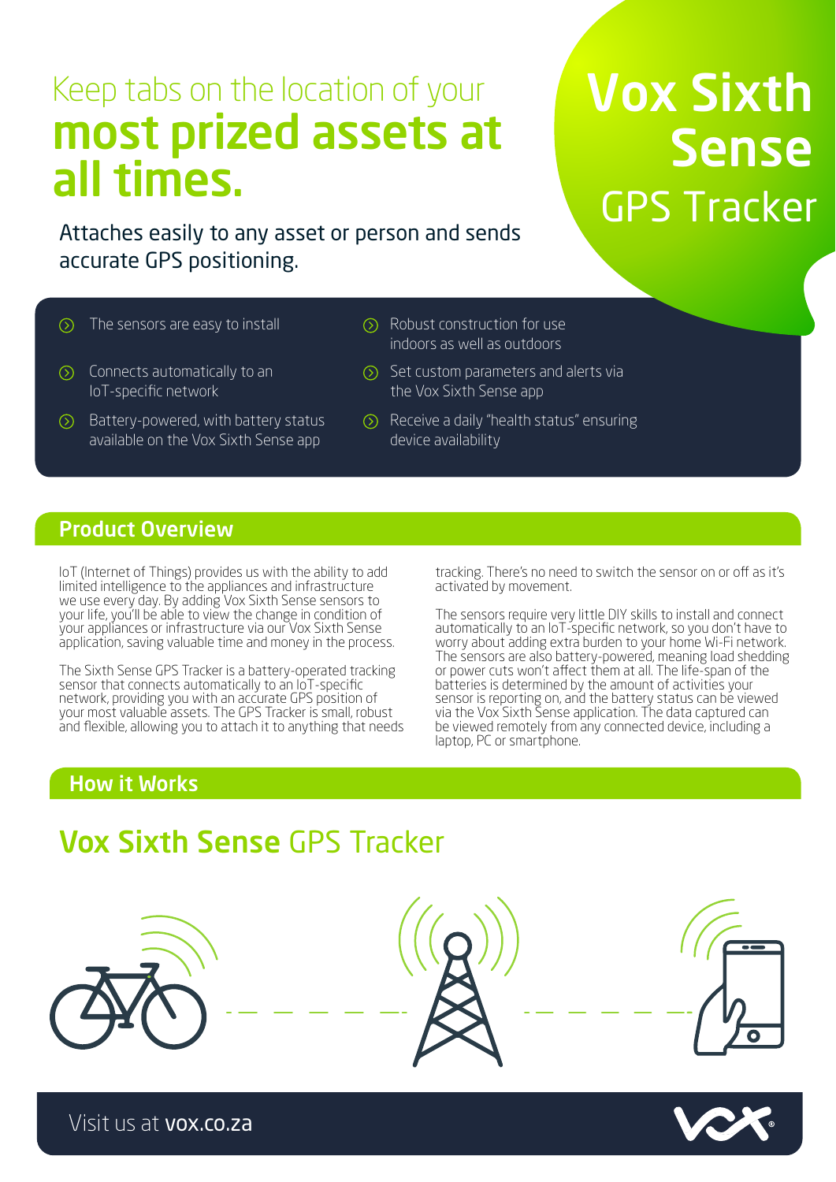# Vox Sixth Sense

## GPS Tracker

Keep tabs on the location of your **most prized assets at all times.**

Attaches easily to any asset or person and sends accurate GPS positioning.

- The sensors are easy to install
- Connects automatically to an IoT-specific network
- Battery-powered, with battery status available on the Vox Sixth Sense app
- Robust construction for use indoors as well as outdoors
- Set custom parameters and alerts via the Vox Sixth Sense app
- Receive a daily "health status" ensuring device availability

## Product Overview

IoT (Internet of Things) provides us with the ability to add limited intelligence to the appliances and infrastructure we use every day. By adding Vox Sixth Sense sensors to your life, you'll be able to view the change in condition of your appliances or infrastructure via our Vox Sixth Sense application, saving valuable time and money in the process.

The Sixth Sense GPS Tracker is a battery-operated tracking sensor that connects automatically to an IoT-specific network, providing you with an accurate GPS position of your most valuable assets. The GPS Tracker is small, robust and flexible, allowing you to attach it to anything that needs tracking. There's no need to switch the sensor on or off as it's activated by movement.

The sensors require very little DIY skills to install and connect automatically to an IoT-specific network, so you don't have to worry about adding extra burden to your home Wi-Fi network. The sensors are also battery-powered, meaning load shedding or power cuts won't affect them at all. The life-span of the batteries is determined by the amount of activities your sensor is reporting on, and the battery status can be viewed via the Vox Sixth Sense application. The data captured can be viewed remotely from any connected device, including a laptop, PC or smartphone.

## How it Works

### **Vox Sixth Sense** GPS Tracker

Visit us at **vox.co.za**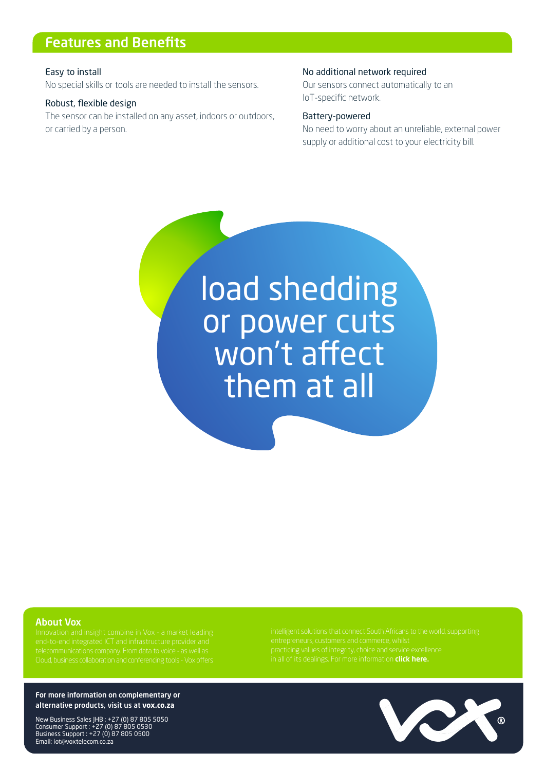## Features and Benefits

**Easy to install**
No special skills or tools are needed to install the sensors.

**Robust, flexible design**
The sensor can be installed on any asset, indoors or outdoors, or carried by a person.

**No additional network required**
Our sensors connect automatically to an IoT-specific network.

**Battery-powered**
No need to worry about an unreliable, external power supply or additional cost to your electricity bill.

load shedding or power cuts won't affect them at all

## About Vox

Innovation and insight combine in Vox - a market leading end-to-end integrated ICT and infrastructure provider and telecommunications company. From data to voice - as well as Cloud, business collaboration and conferencing tools - Vox offers intelligent solutions that connect South Africans to the world, supporting entrepreneurs, customers and commerce, whilst practicing values of integrity, choice and service excellence in all of its dealings. For more information **click here.**

**For more information on complementary or alternative products, visit us at vox.co.za**

New Business Sales JHB : +27 (0) 87 805 5050
Consumer Support : +27 (0) 87 805 0530
Business Support : +27 (0) 87 805 0500
Email: iot@voxtelecom.co.za